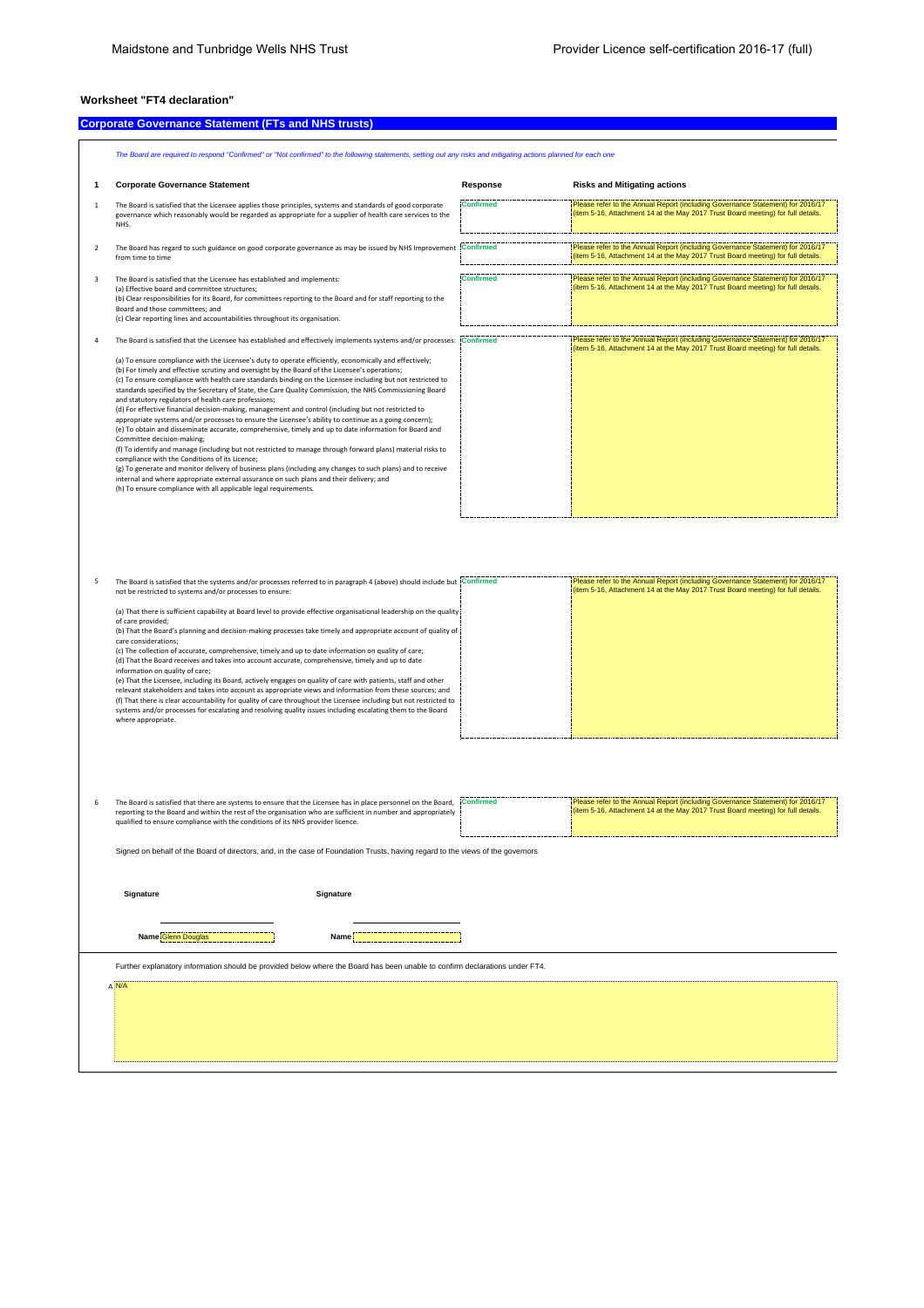Maidstone and Tunbridge Wells NHS Trust — Provider Licence self-certification 2016-17 (full)

### Worksheet "FT4 declaration"

## Corporate Governance Statement (FTs and NHS trusts)

*The Board are required to respond "Confirmed" or "Not confirmed" to the following statements, setting out any risks and mitigating actions planned for each one*

| 1 | Corporate Governance Statement | Response | Risks and Mitigating actions |
|---|---|---|---|
| 1 | The Board is satisfied that the Licensee applies those principles, systems and standards of good corporate governance which reasonably would be regarded as appropriate for a supplier of health care services to the NHS. | Confirmed | Please refer to the Annual Report (including Governance Statement) for 2016/17 (item 5-16, Attachment 14 at the May 2017 Trust Board meeting) for full details. |
| 2 | The Board has regard to such guidance on good corporate governance as may be issued by NHS Improvement from time to time | Confirmed | Please refer to the Annual Report (including Governance Statement) for 2016/17 (item 5-16, Attachment 14 at the May 2017 Trust Board meeting) for full details. |
| 3 | The Board is satisfied that the Licensee has established and implements:<br>(a) Effective board and committee structures;<br>(b) Clear responsibilities for its Board, for committees reporting to the Board and for staff reporting to the Board and those committees; and<br>(c) Clear reporting lines and accountabilities throughout its organisation. | Confirmed | Please refer to the Annual Report (including Governance Statement) for 2016/17 (item 5-16, Attachment 14 at the May 2017 Trust Board meeting) for full details. |
| 4 | The Board is satisfied that the Licensee has established and effectively implements systems and/or processes:<br><br>(a) To ensure compliance with the Licensee's duty to operate efficiently, economically and effectively;<br>(b) For timely and effective scrutiny and oversight by the Board of the Licensee's operations;<br>(c) To ensure compliance with health care standards binding on the Licensee including but not restricted to standards specified by the Secretary of State, the Care Quality Commission, the NHS Commissioning Board and statutory regulators of health care professions;<br>(d) For effective financial decision-making, management and control (including but not restricted to appropriate systems and/or processes to ensure the Licensee's ability to continue as a going concern);<br>(e) To obtain and disseminate accurate, comprehensive, timely and up to date information for Board and Committee decision-making;<br>(f) To identify and manage (including but not restricted to manage through forward plans) material risks to compliance with the Conditions of its Licence;<br>(g) To generate and monitor delivery of business plans (including any changes to such plans) and to receive internal and where appropriate external assurance on such plans and their delivery; and<br>(h) To ensure compliance with all applicable legal requirements. | Confirmed | Please refer to the Annual Report (including Governance Statement) for 2016/17 (item 5-16, Attachment 14 at the May 2017 Trust Board meeting) for full details. |
| 5 | The Board is satisfied that the systems and/or processes referred to in paragraph 4 (above) should include but not be restricted to systems and/or processes to ensure:<br><br>(a) That there is sufficient capability at Board level to provide effective organisational leadership on the quality of care provided;<br>(b) That the Board's planning and decision-making processes take timely and appropriate account of quality of care considerations;<br>(c) The collection of accurate, comprehensive, timely and up to date information on quality of care;<br>(d) That the Board receives and takes into account accurate, comprehensive, timely and up to date information on quality of care;<br>(e) That the Licensee, including its Board, actively engages on quality of care with patients, staff and other relevant stakeholders and takes into account as appropriate views and information from these sources; and<br>(f) That there is clear accountability for quality of care throughout the Licensee including but not restricted to systems and/or processes for escalating and resolving quality issues including escalating them to the Board where appropriate. | Confirmed | Please refer to the Annual Report (including Governance Statement) for 2016/17 (item 5-16, Attachment 14 at the May 2017 Trust Board meeting) for full details. |
| 6 | The Board is satisfied that there are systems to ensure that the Licensee has in place personnel on the Board, reporting to the Board and within the rest of the organisation who are sufficient in number and appropriately qualified to ensure compliance with the conditions of its NHS provider licence. | Confirmed | Please refer to the Annual Report (including Governance Statement) for 2016/17 (item 5-16, Attachment 14 at the May 2017 Trust Board meeting) for full details. |

Signed on behalf of the Board of directors, and, in the case of Foundation Trusts, having regard to the views of the governors

**Signature** ____________________ **Signature** ____________________

**Name** Glenn Douglas **Name** ____________________

Further explanatory information should be provided below where the Board has been unable to confirm declarations under FT4.

A N/A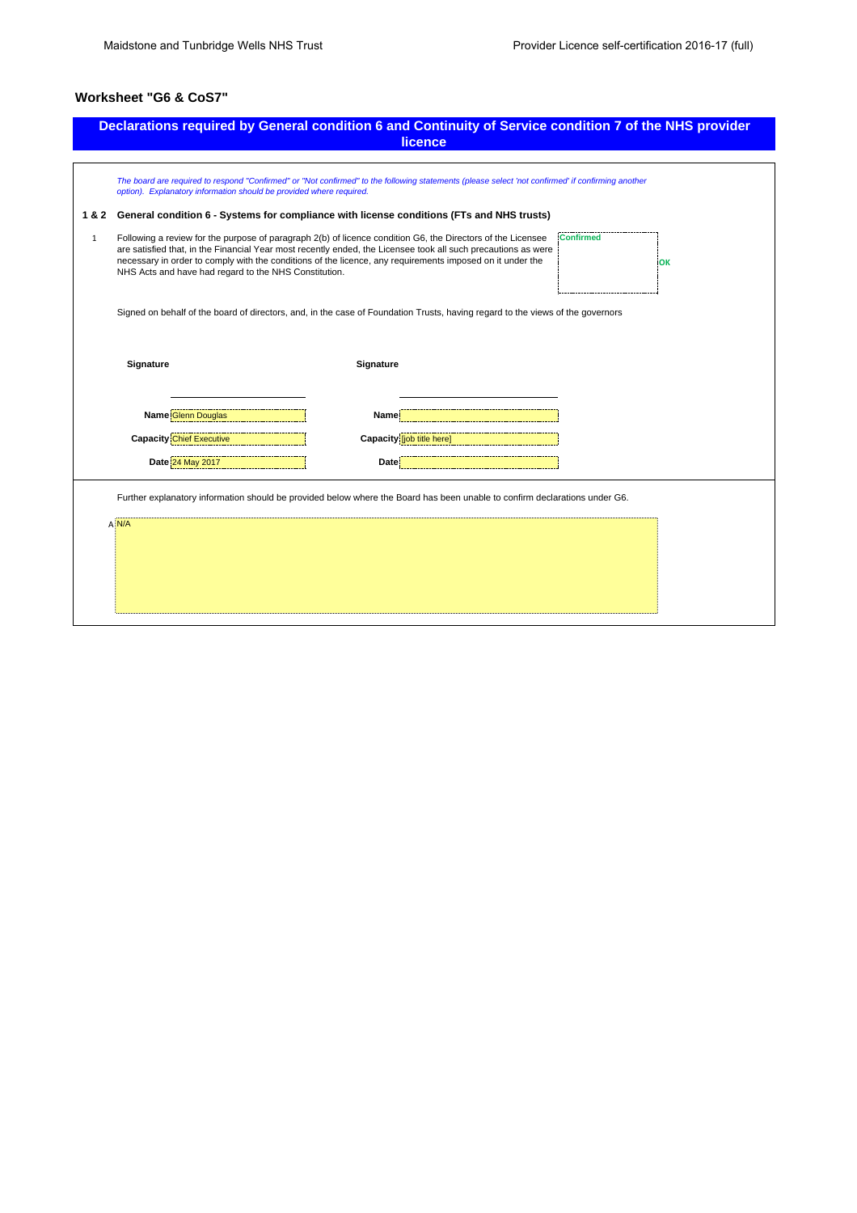## Worksheet "G6 & CoS7"

## Declarations required by General condition 6 and Continuity of Service condition 7 of the NHS provider licence

*The board are required to respond "Confirmed" or "Not confirmed" to the following statements (please select 'not confirmed' if confirming another option). Explanatory information should be provided where required.*

**1 & 2 General condition 6 - Systems for compliance with license conditions (FTs and NHS trusts)**

1 Following a review for the purpose of paragraph 2(b) of licence condition G6, the Directors of the Licensee are satisfied that, in the Financial Year most recently ended, the Licensee took all such precautions as were necessary in order to comply with the conditions of the licence, any requirements imposed on it under the NHS Acts and have had regard to the NHS Constitution.

Confirmed

OK

Signed on behalf of the board of directors, and, in the case of Foundation Trusts, having regard to the views of the governors

| | | | |
|---|---|---|---|
| **Signature** | | **Signature** | |
| **Name** | Glenn Douglas | **Name** | |
| **Capacity** | Chief Executive | **Capacity** | [job title here] |
| **Date** | 24 May 2017 | **Date** | |

Further explanatory information should be provided below where the Board has been unable to confirm declarations under G6.

A N/A